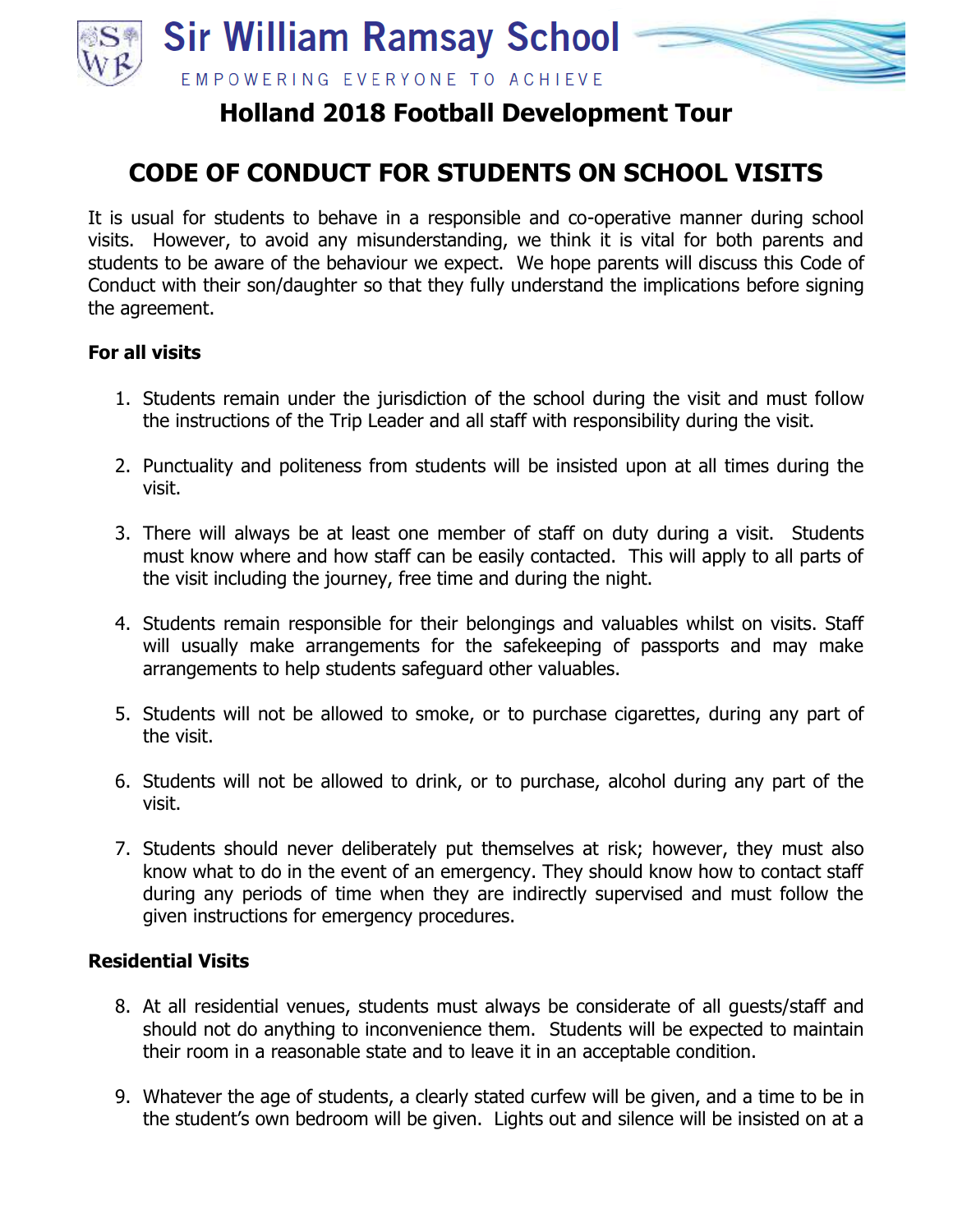# Sir William Ramsay School

EMPOWERING EVERYONE TO ACHIEVE

## Holland 2018 Football Development Tour

## CODE OF CONDUCT FOR STUDENTS ON SCHOOL VISITS

It is usual for students to behave in a responsible and co-operative manner during school visits. However, to avoid any misunderstanding, we think it is vital for both parents and students to be aware of the behaviour we expect. We hope parents will discuss this Code of Conduct with their son/daughter so that they fully understand the implications before signing the agreement.

**For all visits**

1. Students remain under the jurisdiction of the school during the visit and must follow the instructions of the Trip Leader and all staff with responsibility during the visit.

2. Punctuality and politeness from students will be insisted upon at all times during the visit.

3. There will always be at least one member of staff on duty during a visit. Students must know where and how staff can be easily contacted. This will apply to all parts of the visit including the journey, free time and during the night.

4. Students remain responsible for their belongings and valuables whilst on visits. Staff will usually make arrangements for the safekeeping of passports and may make arrangements to help students safeguard other valuables.

5. Students will not be allowed to smoke, or to purchase cigarettes, during any part of the visit.

6. Students will not be allowed to drink, or to purchase, alcohol during any part of the visit.

7. Students should never deliberately put themselves at risk; however, they must also know what to do in the event of an emergency. They should know how to contact staff during any periods of time when they are indirectly supervised and must follow the given instructions for emergency procedures.

**Residential Visits**

8. At all residential venues, students must always be considerate of all guests/staff and should not do anything to inconvenience them. Students will be expected to maintain their room in a reasonable state and to leave it in an acceptable condition.

9. Whatever the age of students, a clearly stated curfew will be given, and a time to be in the student's own bedroom will be given. Lights out and silence will be insisted on at a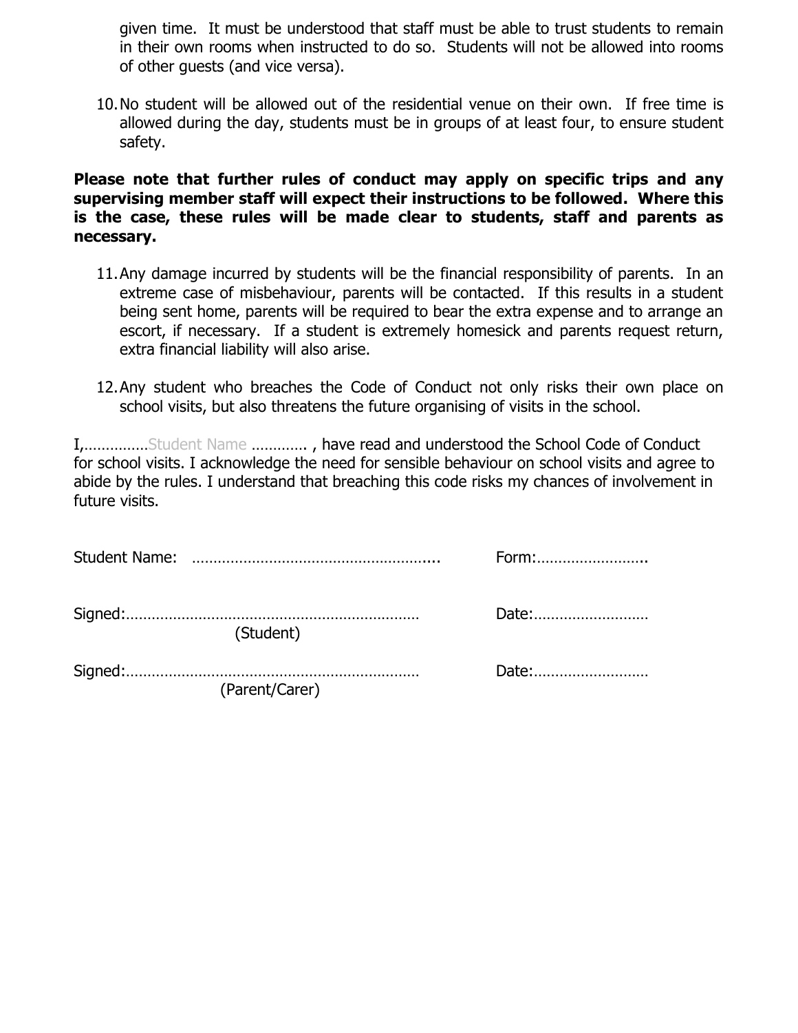given time. It must be understood that staff must be able to trust students to remain in their own rooms when instructed to do so. Students will not be allowed into rooms of other guests (and vice versa).

10. No student will be allowed out of the residential venue on their own. If free time is allowed during the day, students must be in groups of at least four, to ensure student safety.

**Please note that further rules of conduct may apply on specific trips and any supervising member staff will expect their instructions to be followed. Where this is the case, these rules will be made clear to students, staff and parents as necessary.**

11. Any damage incurred by students will be the financial responsibility of parents. In an extreme case of misbehaviour, parents will be contacted. If this results in a student being sent home, parents will be required to bear the extra expense and to arrange an escort, if necessary. If a student is extremely homesick and parents request return, extra financial liability will also arise.

12. Any student who breaches the Code of Conduct not only risks their own place on school visits, but also threatens the future organising of visits in the school.

I,……………Student Name …………. , have read and understood the School Code of Conduct for school visits. I acknowledge the need for sensible behaviour on school visits and agree to abide by the rules. I understand that breaching this code risks my chances of involvement in future visits.

Student Name: ………………………………………………...  Form:……………………..

Signed:…………………………………………………………  Date:………………………
(Student)

Signed:…………………………………………………………  Date:………………………
(Parent/Carer)